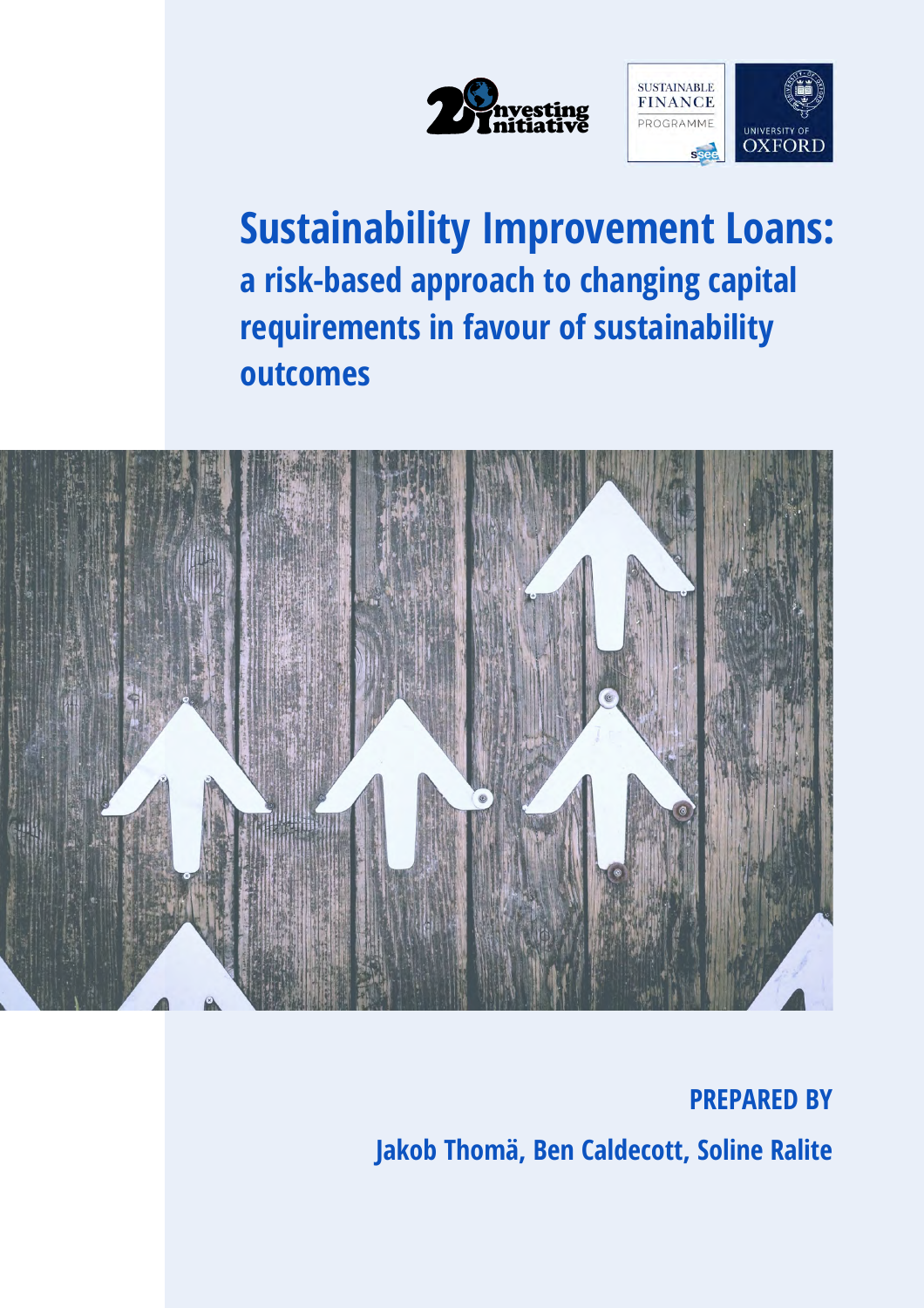# Sustainability Improvement Loans:

## a risk-based approach to changing capital requirements in favour of sustainability outcomes

**PREPARED BY**

**Jakob Thomä, Ben Caldecott, Soline Ralite**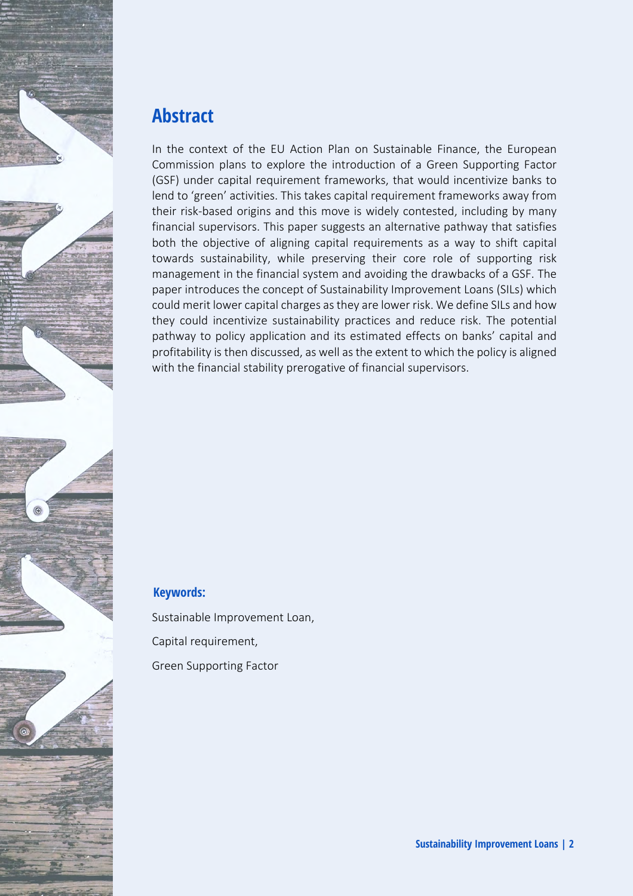## Abstract

In the context of the EU Action Plan on Sustainable Finance, the European Commission plans to explore the introduction of a Green Supporting Factor (GSF) under capital requirement frameworks, that would incentivize banks to lend to 'green' activities. This takes capital requirement frameworks away from their risk-based origins and this move is widely contested, including by many financial supervisors. This paper suggests an alternative pathway that satisfies both the objective of aligning capital requirements as a way to shift capital towards sustainability, while preserving their core role of supporting risk management in the financial system and avoiding the drawbacks of a GSF. The paper introduces the concept of Sustainability Improvement Loans (SILs) which could merit lower capital charges as they are lower risk. We define SILs and how they could incentivize sustainability practices and reduce risk. The potential pathway to policy application and its estimated effects on banks' capital and profitability is then discussed, as well as the extent to which the policy is aligned with the financial stability prerogative of financial supervisors.

**Keywords:**

Sustainable Improvement Loan,

Capital requirement,

Green Supporting Factor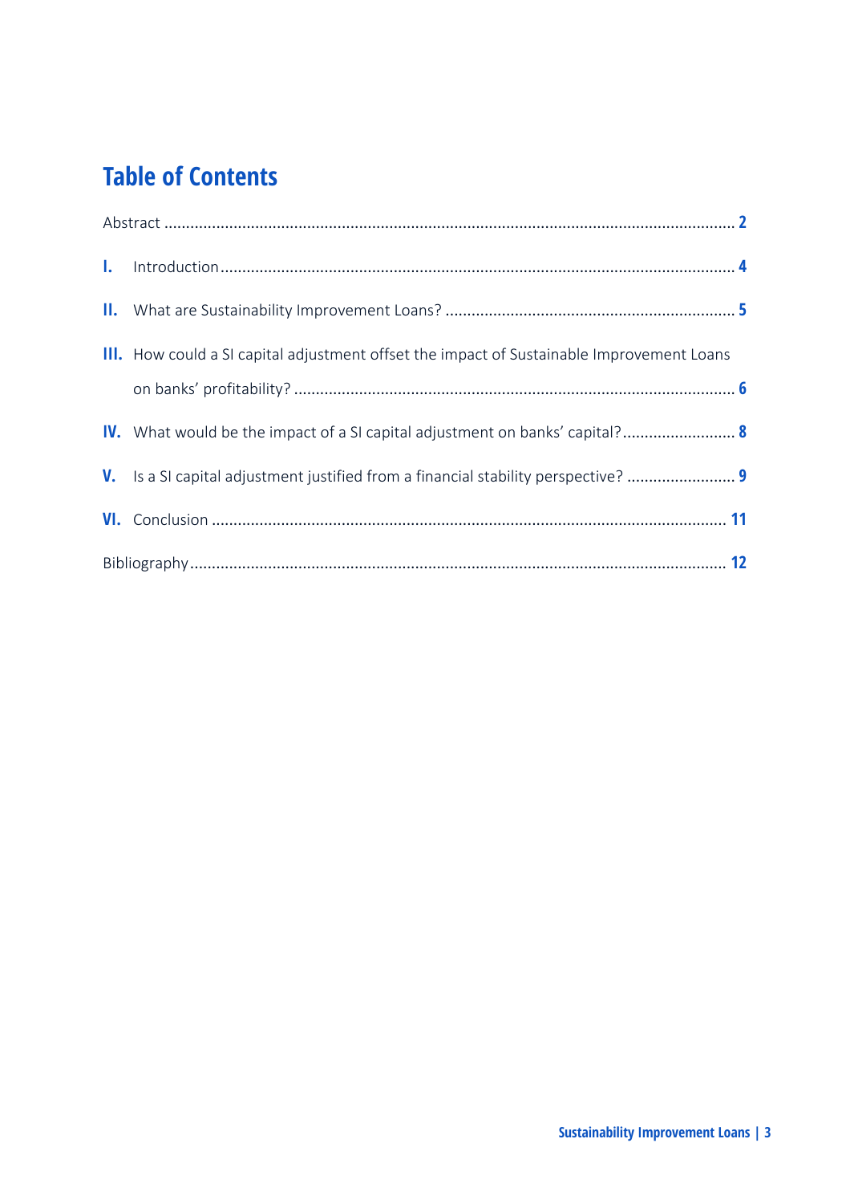# Table of Contents

Abstract ........................................................................................................................ 2

**I.** Introduction ........................................................................................................... 4

**II.** What are Sustainability Improvement Loans? ...................................................... 5

**III.** How could a SI capital adjustment offset the impact of Sustainable Improvement Loans on banks' profitability? ............................................................................................ 6

**IV.** What would be the impact of a SI capital adjustment on banks' capital? .............. 8

**V.** Is a SI capital adjustment justified from a financial stability perspective? ............ 9

**VI.** Conclusion ........................................................................................................ 11

Bibliography ............................................................................................................... 12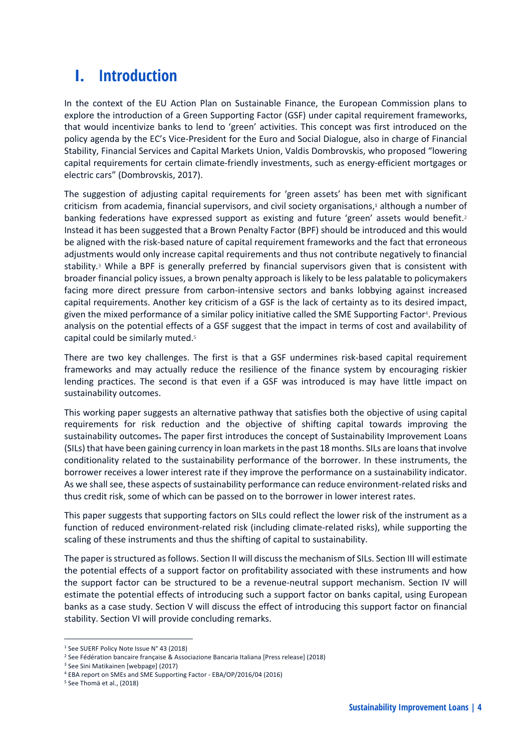# I. Introduction

In the context of the EU Action Plan on Sustainable Finance, the European Commission plans to explore the introduction of a Green Supporting Factor (GSF) under capital requirement frameworks, that would incentivize banks to lend to 'green' activities. This concept was first introduced on the policy agenda by the EC's Vice-President for the Euro and Social Dialogue, also in charge of Financial Stability, Financial Services and Capital Markets Union, Valdis Dombrovskis, who proposed "lowering capital requirements for certain climate-friendly investments, such as energy-efficient mortgages or electric cars" (Dombrovskis, 2017).

The suggestion of adjusting capital requirements for 'green assets' has been met with significant criticism from academia, financial supervisors, and civil society organisations,[1] although a number of banking federations have expressed support as existing and future 'green' assets would benefit.[2] Instead it has been suggested that a Brown Penalty Factor (BPF) should be introduced and this would be aligned with the risk-based nature of capital requirement frameworks and the fact that erroneous adjustments would only increase capital requirements and thus not contribute negatively to financial stability.[3] While a BPF is generally preferred by financial supervisors given that is consistent with broader financial policy issues, a brown penalty approach is likely to be less palatable to policymakers facing more direct pressure from carbon-intensive sectors and banks lobbying against increased capital requirements. Another key criticism of a GSF is the lack of certainty as to its desired impact, given the mixed performance of a similar policy initiative called the SME Supporting Factor[4]. Previous analysis on the potential effects of a GSF suggest that the impact in terms of cost and availability of capital could be similarly muted.[5]

There are two key challenges. The first is that a GSF undermines risk-based capital requirement frameworks and may actually reduce the resilience of the finance system by encouraging riskier lending practices. The second is that even if a GSF was introduced is may have little impact on sustainability outcomes.

This working paper suggests an alternative pathway that satisfies both the objective of using capital requirements for risk reduction and the objective of shifting capital towards improving the sustainability outcomes. The paper first introduces the concept of Sustainability Improvement Loans (SILs) that have been gaining currency in loan markets in the past 18 months. SILs are loans that involve conditionality related to the sustainability performance of the borrower. In these instruments, the borrower receives a lower interest rate if they improve the performance on a sustainability indicator. As we shall see, these aspects of sustainability performance can reduce environment-related risks and thus credit risk, some of which can be passed on to the borrower in lower interest rates.

This paper suggests that supporting factors on SILs could reflect the lower risk of the instrument as a function of reduced environment-related risk (including climate-related risks), while supporting the scaling of these instruments and thus the shifting of capital to sustainability.

The paper is structured as follows. Section II will discuss the mechanism of SILs. Section III will estimate the potential effects of a support factor on profitability associated with these instruments and how the support factor can be structured to be a revenue-neutral support mechanism. Section IV will estimate the potential effects of introducing such a support factor on banks capital, using European banks as a case study. Section V will discuss the effect of introducing this support factor on financial stability. Section VI will provide concluding remarks.

---

[1] See SUERF Policy Note Issue N° 43 (2018)

[2] See Fédération bancaire française & Associazione Bancaria Italiana [Press release] (2018)

[3] See Sini Matikainen [webpage] (2017)

[4] EBA report on SMEs and SME Supporting Factor - EBA/OP/2016/04 (2016)

[5] See Thomä et al., (2018)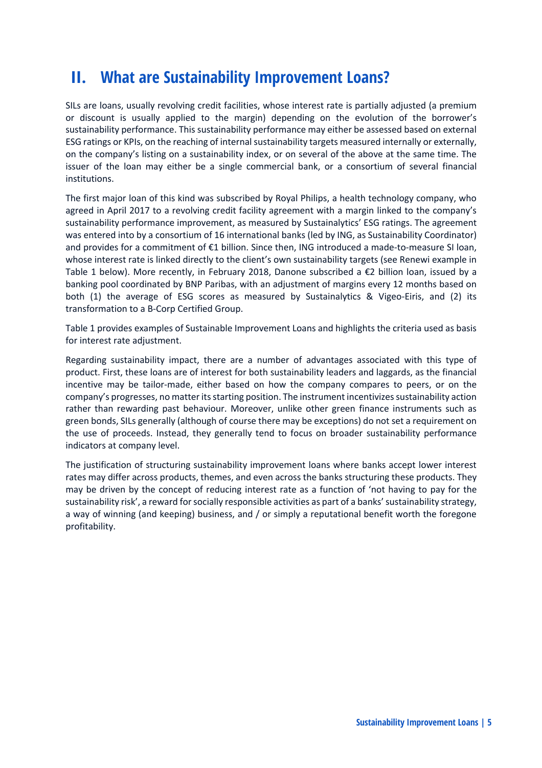# II. What are Sustainability Improvement Loans?

SILs are loans, usually revolving credit facilities, whose interest rate is partially adjusted (a premium or discount is usually applied to the margin) depending on the evolution of the borrower's sustainability performance. This sustainability performance may either be assessed based on external ESG ratings or KPIs, on the reaching of internal sustainability targets measured internally or externally, on the company's listing on a sustainability index, or on several of the above at the same time. The issuer of the loan may either be a single commercial bank, or a consortium of several financial institutions.

The first major loan of this kind was subscribed by Royal Philips, a health technology company, who agreed in April 2017 to a revolving credit facility agreement with a margin linked to the company's sustainability performance improvement, as measured by Sustainalytics' ESG ratings. The agreement was entered into by a consortium of 16 international banks (led by ING, as Sustainability Coordinator) and provides for a commitment of €1 billion. Since then, ING introduced a made-to-measure SI loan, whose interest rate is linked directly to the client's own sustainability targets (see Renewi example in Table 1 below). More recently, in February 2018, Danone subscribed a €2 billion loan, issued by a banking pool coordinated by BNP Paribas, with an adjustment of margins every 12 months based on both (1) the average of ESG scores as measured by Sustainalytics & Vigeo-Eiris, and (2) its transformation to a B-Corp Certified Group.

Table 1 provides examples of Sustainable Improvement Loans and highlights the criteria used as basis for interest rate adjustment.

Regarding sustainability impact, there are a number of advantages associated with this type of product. First, these loans are of interest for both sustainability leaders and laggards, as the financial incentive may be tailor-made, either based on how the company compares to peers, or on the company's progresses, no matter its starting position. The instrument incentivizes sustainability action rather than rewarding past behaviour. Moreover, unlike other green finance instruments such as green bonds, SILs generally (although of course there may be exceptions) do not set a requirement on the use of proceeds. Instead, they generally tend to focus on broader sustainability performance indicators at company level.

The justification of structuring sustainability improvement loans where banks accept lower interest rates may differ across products, themes, and even across the banks structuring these products. They may be driven by the concept of reducing interest rate as a function of 'not having to pay for the sustainability risk', a reward for socially responsible activities as part of a banks' sustainability strategy, a way of winning (and keeping) business, and / or simply a reputational benefit worth the foregone profitability.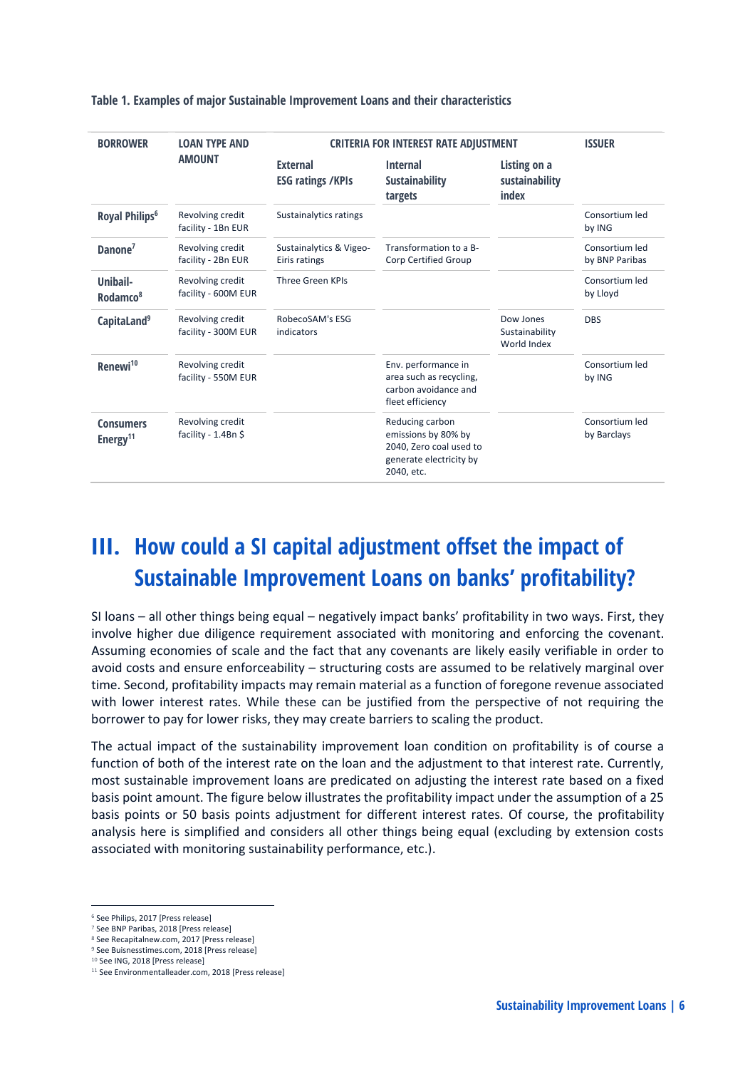**Table 1. Examples of major Sustainable Improvement Loans and their characteristics**

| BORROWER | LOAN TYPE AND AMOUNT | CRITERIA FOR INTEREST RATE ADJUSTMENT | | | ISSUER |
|---|---|---|---|---|---|
| | | External ESG ratings /KPIs | Internal Sustainability targets | Listing on a sustainability index | |
| **Royal Philips**[6] | Revolving credit facility - 1Bn EUR | Sustainalytics ratings | | | Consortium led by ING |
| **Danone**[7] | Revolving credit facility - 2Bn EUR | Sustainalytics & Vigeo-Eiris ratings | Transformation to a B-Corp Certified Group | | Consortium led by BNP Paribas |
| **Unibail-Rodamco**[8] | Revolving credit facility - 600M EUR | Three Green KPIs | | | Consortium led by Lloyd |
| **CapitaLand**[9] | Revolving credit facility - 300M EUR | RobecoSAM's ESG indicators | | Dow Jones Sustainability World Index | DBS |
| **Renewi**[10] | Revolving credit facility - 550M EUR | | Env. performance in area such as recycling, carbon avoidance and fleet efficiency | | Consortium led by ING |
| **Consumers Energy**[11] | Revolving credit facility - 1.4Bn $ | | Reducing carbon emissions by 80% by 2040, Zero coal used to generate electricity by 2040, etc. | | Consortium led by Barclays |

# III. How could a SI capital adjustment offset the impact of Sustainable Improvement Loans on banks' profitability?

SI loans – all other things being equal – negatively impact banks' profitability in two ways. First, they involve higher due diligence requirement associated with monitoring and enforcing the covenant. Assuming economies of scale and the fact that any covenants are likely easily verifiable in order to avoid costs and ensure enforceability – structuring costs are assumed to be relatively marginal over time. Second, profitability impacts may remain material as a function of foregone revenue associated with lower interest rates. While these can be justified from the perspective of not requiring the borrower to pay for lower risks, they may create barriers to scaling the product.

The actual impact of the sustainability improvement loan condition on profitability is of course a function of both of the interest rate on the loan and the adjustment to that interest rate. Currently, most sustainable improvement loans are predicated on adjusting the interest rate based on a fixed basis point amount. The figure below illustrates the profitability impact under the assumption of a 25 basis points or 50 basis points adjustment for different interest rates. Of course, the profitability analysis here is simplified and considers all other things being equal (excluding by extension costs associated with monitoring sustainability performance, etc.).

---

[6] See Philips, 2017 [Press release]
[7] See BNP Paribas, 2018 [Press release]
[8] See Recapitalnew.com, 2017 [Press release]
[9] See Buisnesstimes.com, 2018 [Press release]
[10] See ING, 2018 [Press release]
[11] See Environmentalleader.com, 2018 [Press release]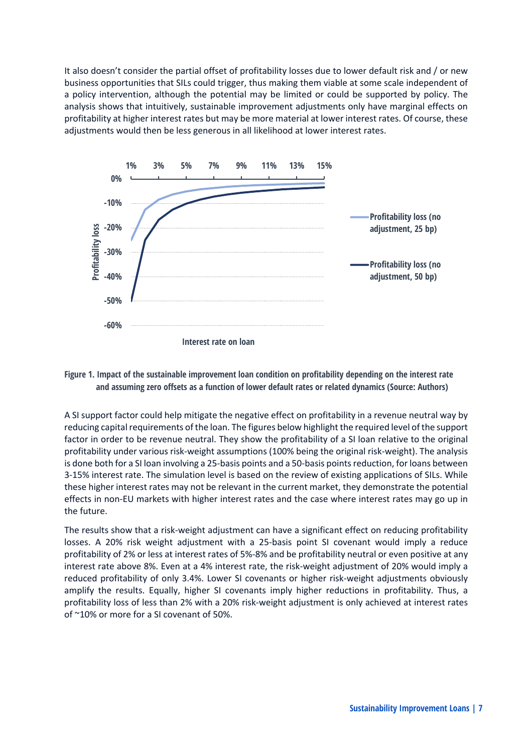It also doesn't consider the partial offset of profitability losses due to lower default risk and / or new business opportunities that SILs could trigger, thus making them viable at some scale independent of a policy intervention, although the potential may be limited or could be supported by policy. The analysis shows that intuitively, sustainable improvement adjustments only have marginal effects on profitability at higher interest rates but may be more material at lower interest rates. Of course, these adjustments would then be less generous in all likelihood at lower interest rates.

**Figure 1. Impact of the sustainable improvement loan condition on profitability depending on the interest rate and assuming zero offsets as a function of lower default rates or related dynamics (Source: Authors)**

A SI support factor could help mitigate the negative effect on profitability in a revenue neutral way by reducing capital requirements of the loan. The figures below highlight the required level of the support factor in order to be revenue neutral. They show the profitability of a SI loan relative to the original profitability under various risk-weight assumptions (100% being the original risk-weight). The analysis is done both for a SI loan involving a 25-basis points and a 50-basis points reduction, for loans between 3-15% interest rate. The simulation level is based on the review of existing applications of SILs. While these higher interest rates may not be relevant in the current market, they demonstrate the potential effects in non-EU markets with higher interest rates and the case where interest rates may go up in the future.

The results show that a risk-weight adjustment can have a significant effect on reducing profitability losses. A 20% risk weight adjustment with a 25-basis point SI covenant would imply a reduce profitability of 2% or less at interest rates of 5%-8% and be profitability neutral or even positive at any interest rate above 8%. Even at a 4% interest rate, the risk-weight adjustment of 20% would imply a reduced profitability of only 3.4%. Lower SI covenants or higher risk-weight adjustments obviously amplify the results. Equally, higher SI covenants imply higher reductions in profitability. Thus, a profitability loss of less than 2% with a 20% risk-weight adjustment is only achieved at interest rates of ~10% or more for a SI covenant of 50%.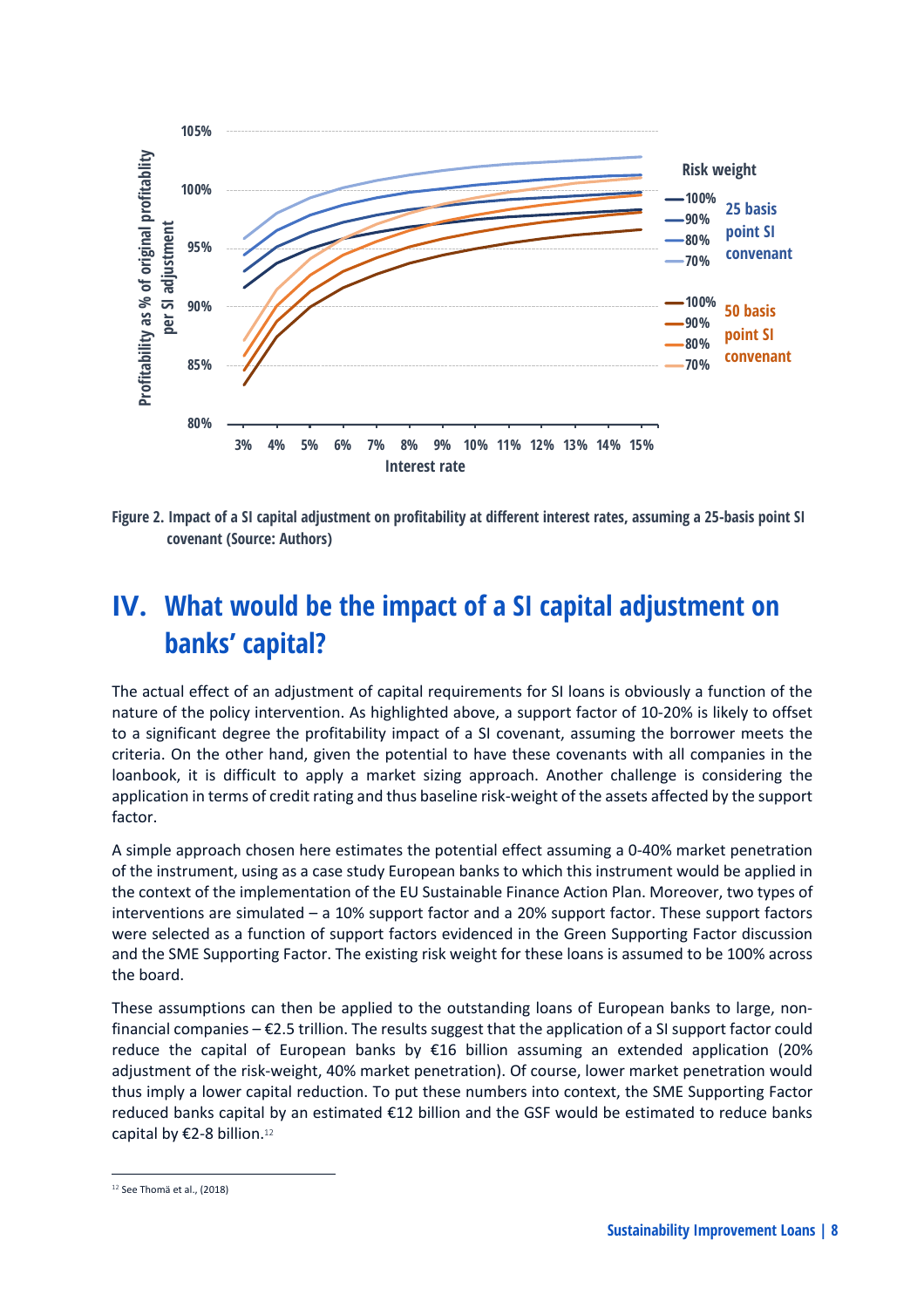Figure 2. Impact of a SI capital adjustment on profitability at different interest rates, assuming a 25-basis point SI covenant (Source: Authors)

# IV. What would be the impact of a SI capital adjustment on banks' capital?

The actual effect of an adjustment of capital requirements for SI loans is obviously a function of the nature of the policy intervention. As highlighted above, a support factor of 10-20% is likely to offset to a significant degree the profitability impact of a SI covenant, assuming the borrower meets the criteria. On the other hand, given the potential to have these covenants with all companies in the loanbook, it is difficult to apply a market sizing approach. Another challenge is considering the application in terms of credit rating and thus baseline risk-weight of the assets affected by the support factor.

A simple approach chosen here estimates the potential effect assuming a 0-40% market penetration of the instrument, using as a case study European banks to which this instrument would be applied in the context of the implementation of the EU Sustainable Finance Action Plan. Moreover, two types of interventions are simulated – a 10% support factor and a 20% support factor. These support factors were selected as a function of support factors evidenced in the Green Supporting Factor discussion and the SME Supporting Factor. The existing risk weight for these loans is assumed to be 100% across the board.

These assumptions can then be applied to the outstanding loans of European banks to large, non-financial companies – €2.5 trillion. The results suggest that the application of a SI support factor could reduce the capital of European banks by €16 billion assuming an extended application (20% adjustment of the risk-weight, 40% market penetration). Of course, lower market penetration would thus imply a lower capital reduction. To put these numbers into context, the SME Supporting Factor reduced banks capital by an estimated €12 billion and the GSF would be estimated to reduce banks capital by €2-8 billion.[12]

[12] See Thomä et al., (2018)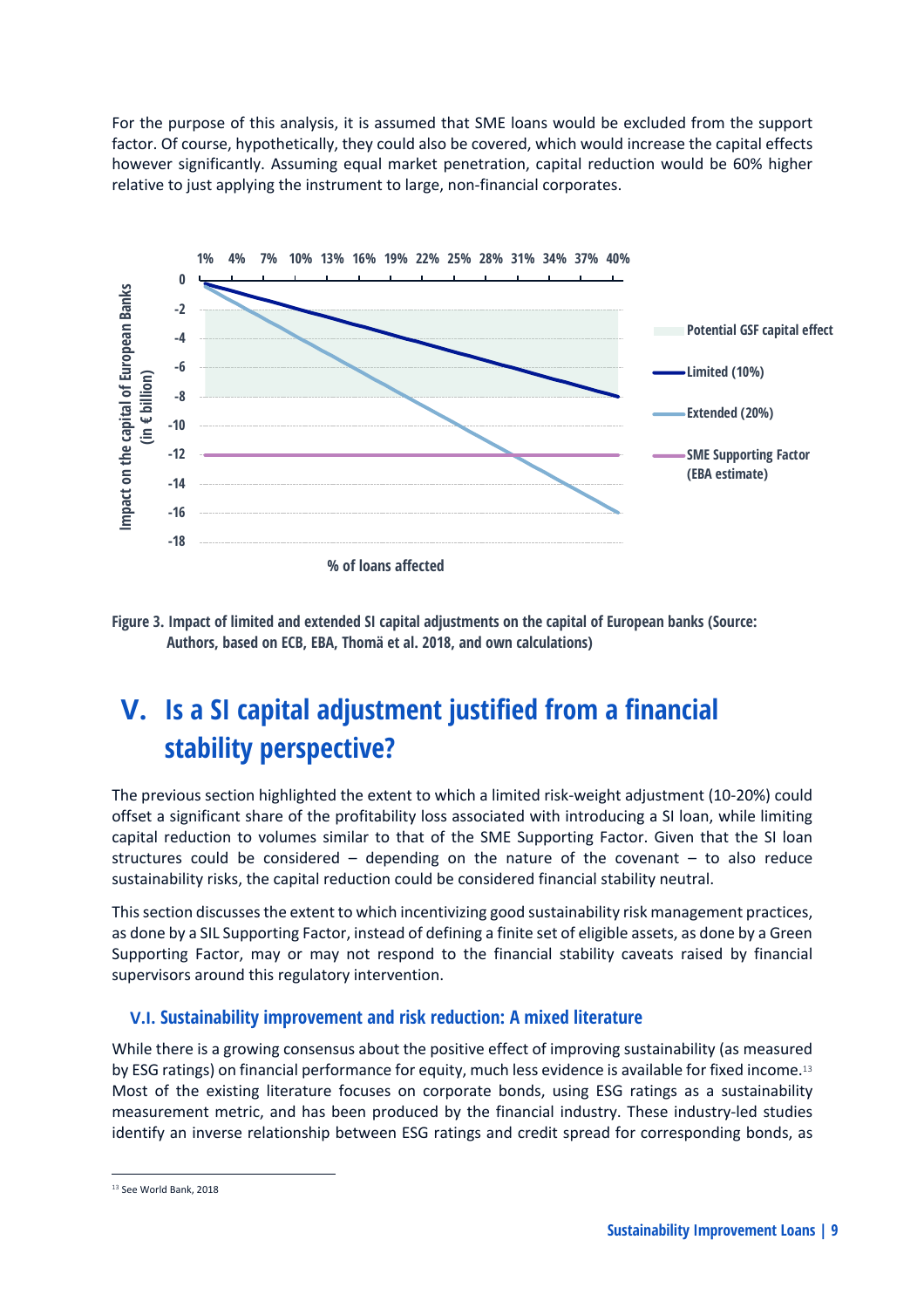For the purpose of this analysis, it is assumed that SME loans would be excluded from the support factor. Of course, hypothetically, they could also be covered, which would increase the capital effects however significantly. Assuming equal market penetration, capital reduction would be 60% higher relative to just applying the instrument to large, non-financial corporates.

**Figure 3. Impact of limited and extended SI capital adjustments on the capital of European banks (Source: Authors, based on ECB, EBA, Thomä et al. 2018, and own calculations)**

# V. Is a SI capital adjustment justified from a financial stability perspective?

The previous section highlighted the extent to which a limited risk-weight adjustment (10-20%) could offset a significant share of the profitability loss associated with introducing a SI loan, while limiting capital reduction to volumes similar to that of the SME Supporting Factor. Given that the SI loan structures could be considered – depending on the nature of the covenant – to also reduce sustainability risks, the capital reduction could be considered financial stability neutral.

This section discusses the extent to which incentivizing good sustainability risk management practices, as done by a SIL Supporting Factor, instead of defining a finite set of eligible assets, as done by a Green Supporting Factor, may or may not respond to the financial stability caveats raised by financial supervisors around this regulatory intervention.

## V.I. Sustainability improvement and risk reduction: A mixed literature

While there is a growing consensus about the positive effect of improving sustainability (as measured by ESG ratings) on financial performance for equity, much less evidence is available for fixed income.[13] Most of the existing literature focuses on corporate bonds, using ESG ratings as a sustainability measurement metric, and has been produced by the financial industry. These industry-led studies identify an inverse relationship between ESG ratings and credit spread for corresponding bonds, as

[13] See World Bank, 2018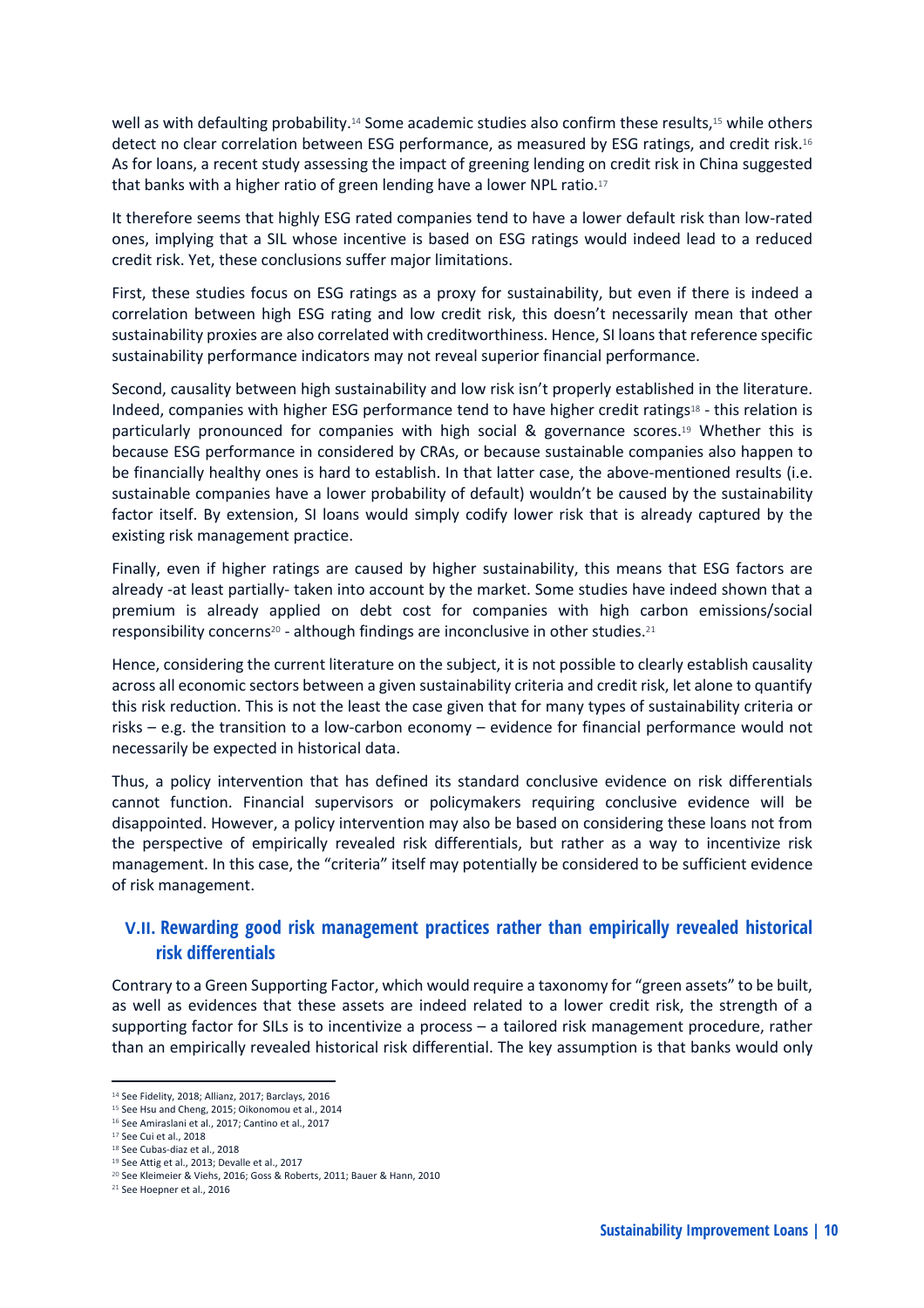well as with defaulting probability.[14] Some academic studies also confirm these results,[15] while others detect no clear correlation between ESG performance, as measured by ESG ratings, and credit risk.[16] As for loans, a recent study assessing the impact of greening lending on credit risk in China suggested that banks with a higher ratio of green lending have a lower NPL ratio.[17]

It therefore seems that highly ESG rated companies tend to have a lower default risk than low-rated ones, implying that a SIL whose incentive is based on ESG ratings would indeed lead to a reduced credit risk. Yet, these conclusions suffer major limitations.

First, these studies focus on ESG ratings as a proxy for sustainability, but even if there is indeed a correlation between high ESG rating and low credit risk, this doesn't necessarily mean that other sustainability proxies are also correlated with creditworthiness. Hence, SI loans that reference specific sustainability performance indicators may not reveal superior financial performance.

Second, causality between high sustainability and low risk isn't properly established in the literature. Indeed, companies with higher ESG performance tend to have higher credit ratings[18] - this relation is particularly pronounced for companies with high social & governance scores.[19] Whether this is because ESG performance in considered by CRAs, or because sustainable companies also happen to be financially healthy ones is hard to establish. In that latter case, the above-mentioned results (i.e. sustainable companies have a lower probability of default) wouldn't be caused by the sustainability factor itself. By extension, SI loans would simply codify lower risk that is already captured by the existing risk management practice.

Finally, even if higher ratings are caused by higher sustainability, this means that ESG factors are already -at least partially- taken into account by the market. Some studies have indeed shown that a premium is already applied on debt cost for companies with high carbon emissions/social responsibility concerns[20] - although findings are inconclusive in other studies.[21]

Hence, considering the current literature on the subject, it is not possible to clearly establish causality across all economic sectors between a given sustainability criteria and credit risk, let alone to quantify this risk reduction. This is not the least the case given that for many types of sustainability criteria or risks – e.g. the transition to a low-carbon economy – evidence for financial performance would not necessarily be expected in historical data.

Thus, a policy intervention that has defined its standard conclusive evidence on risk differentials cannot function. Financial supervisors or policymakers requiring conclusive evidence will be disappointed. However, a policy intervention may also be based on considering these loans not from the perspective of empirically revealed risk differentials, but rather as a way to incentivize risk management. In this case, the "criteria" itself may potentially be considered to be sufficient evidence of risk management.

## V.II. Rewarding good risk management practices rather than empirically revealed historical risk differentials

Contrary to a Green Supporting Factor, which would require a taxonomy for "green assets" to be built, as well as evidences that these assets are indeed related to a lower credit risk, the strength of a supporting factor for SILs is to incentivize a process – a tailored risk management procedure, rather than an empirically revealed historical risk differential. The key assumption is that banks would only

---

[14] See Fidelity, 2018; Allianz, 2017; Barclays, 2016

[15] See Hsu and Cheng, 2015; Oikonomou et al., 2014

[16] See Amiraslani et al., 2017; Cantino et al., 2017

[17] See Cui et al., 2018

[18] See Cubas-diaz et al., 2018

[19] See Attig et al., 2013; Devalle et al., 2017

[20] See Kleimeier & Viehs, 2016; Goss & Roberts, 2011; Bauer & Hann, 2010

[21] See Hoepner et al., 2016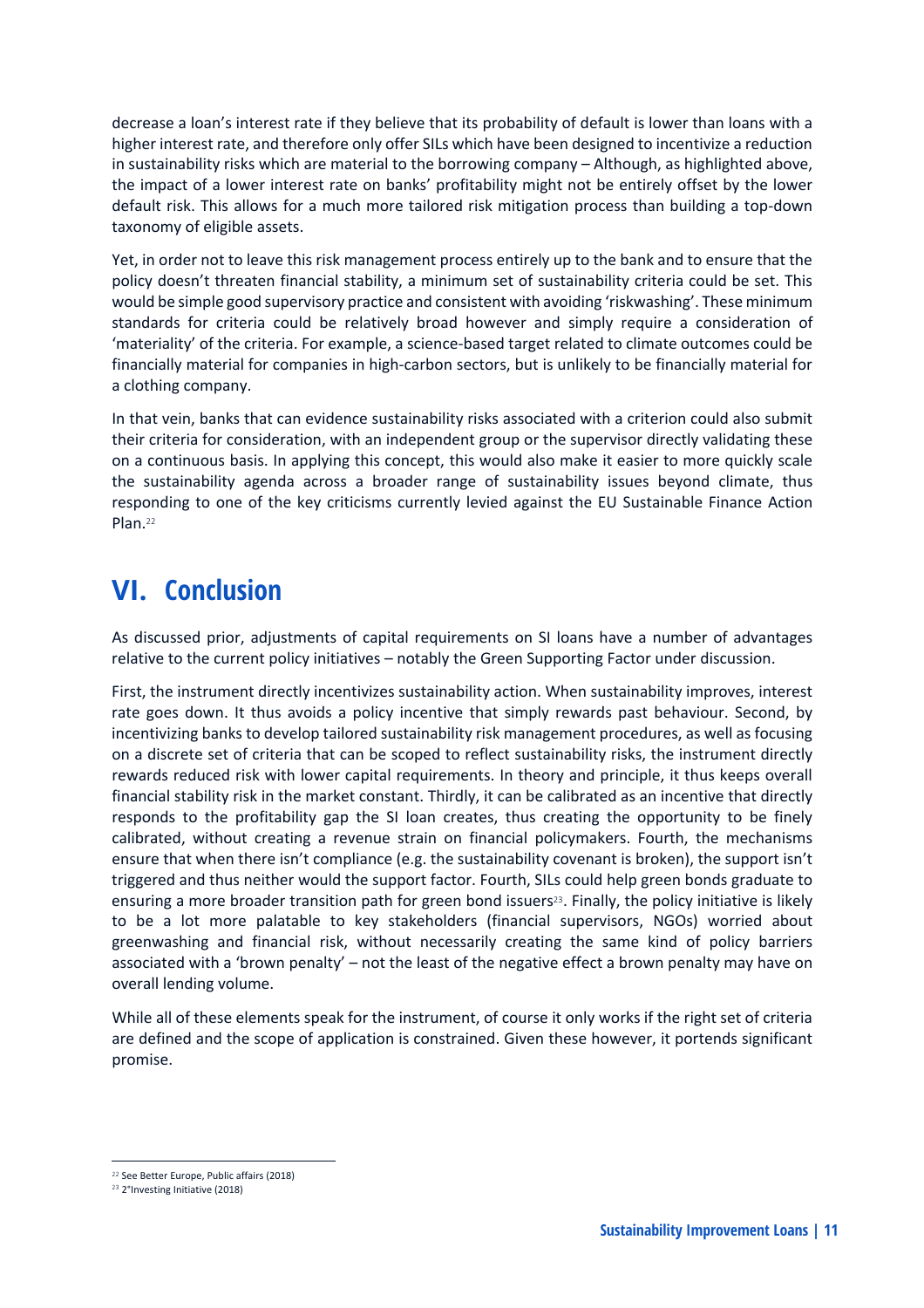decrease a loan's interest rate if they believe that its probability of default is lower than loans with a higher interest rate, and therefore only offer SILs which have been designed to incentivize a reduction in sustainability risks which are material to the borrowing company – Although, as highlighted above, the impact of a lower interest rate on banks' profitability might not be entirely offset by the lower default risk. This allows for a much more tailored risk mitigation process than building a top-down taxonomy of eligible assets.

Yet, in order not to leave this risk management process entirely up to the bank and to ensure that the policy doesn't threaten financial stability, a minimum set of sustainability criteria could be set. This would be simple good supervisory practice and consistent with avoiding 'riskwashing'. These minimum standards for criteria could be relatively broad however and simply require a consideration of 'materiality' of the criteria. For example, a science-based target related to climate outcomes could be financially material for companies in high-carbon sectors, but is unlikely to be financially material for a clothing company.

In that vein, banks that can evidence sustainability risks associated with a criterion could also submit their criteria for consideration, with an independent group or the supervisor directly validating these on a continuous basis. In applying this concept, this would also make it easier to more quickly scale the sustainability agenda across a broader range of sustainability issues beyond climate, thus responding to one of the key criticisms currently levied against the EU Sustainable Finance Action Plan.[22]

# VI. Conclusion

As discussed prior, adjustments of capital requirements on SI loans have a number of advantages relative to the current policy initiatives – notably the Green Supporting Factor under discussion.

First, the instrument directly incentivizes sustainability action. When sustainability improves, interest rate goes down. It thus avoids a policy incentive that simply rewards past behaviour. Second, by incentivizing banks to develop tailored sustainability risk management procedures, as well as focusing on a discrete set of criteria that can be scoped to reflect sustainability risks, the instrument directly rewards reduced risk with lower capital requirements. In theory and principle, it thus keeps overall financial stability risk in the market constant. Thirdly, it can be calibrated as an incentive that directly responds to the profitability gap the SI loan creates, thus creating the opportunity to be finely calibrated, without creating a revenue strain on financial policymakers. Fourth, the mechanisms ensure that when there isn't compliance (e.g. the sustainability covenant is broken), the support isn't triggered and thus neither would the support factor. Fourth, SILs could help green bonds graduate to ensuring a more broader transition path for green bond issuers[23]. Finally, the policy initiative is likely to be a lot more palatable to key stakeholders (financial supervisors, NGOs) worried about greenwashing and financial risk, without necessarily creating the same kind of policy barriers associated with a 'brown penalty' – not the least of the negative effect a brown penalty may have on overall lending volume.

While all of these elements speak for the instrument, of course it only works if the right set of criteria are defined and the scope of application is constrained. Given these however, it portends significant promise.

[22] See Better Europe, Public affairs (2018)

[23] 2°Investing Initiative (2018)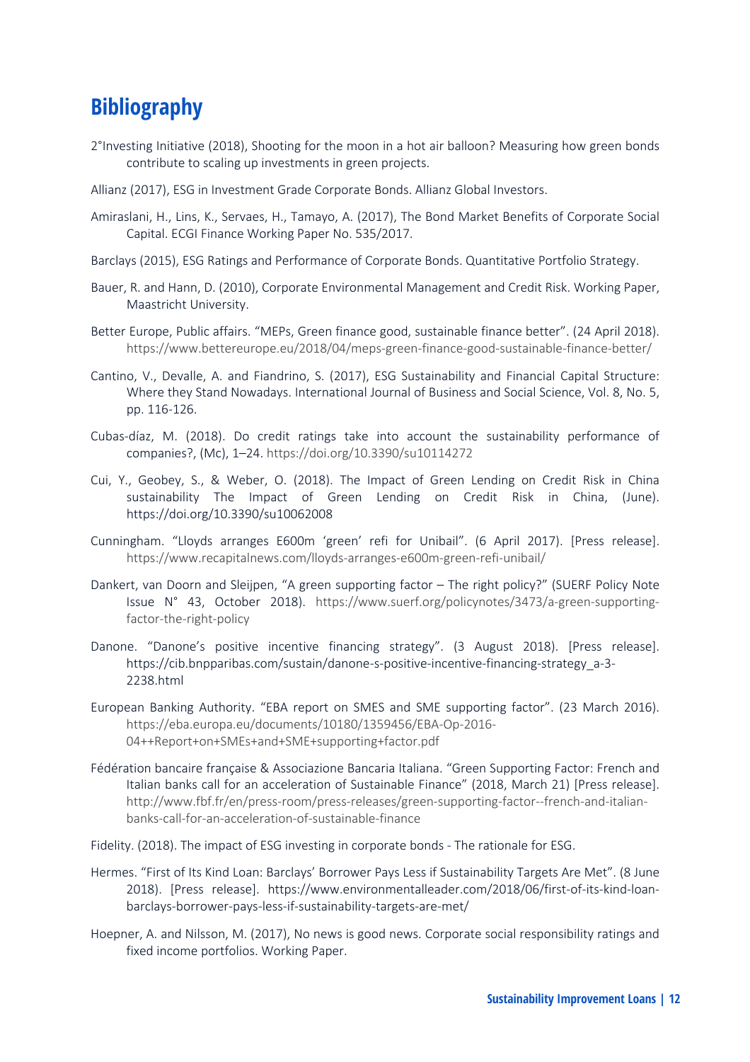# Bibliography

2°Investing Initiative (2018), Shooting for the moon in a hot air balloon? Measuring how green bonds contribute to scaling up investments in green projects.

Allianz (2017), ESG in Investment Grade Corporate Bonds. Allianz Global Investors.

Amiraslani, H., Lins, K., Servaes, H., Tamayo, A. (2017), The Bond Market Benefits of Corporate Social Capital. ECGI Finance Working Paper No. 535/2017.

Barclays (2015), ESG Ratings and Performance of Corporate Bonds. Quantitative Portfolio Strategy.

Bauer, R. and Hann, D. (2010), Corporate Environmental Management and Credit Risk. Working Paper, Maastricht University.

Better Europe, Public affairs. "MEPs, Green finance good, sustainable finance better". (24 April 2018). https://www.bettereurope.eu/2018/04/meps-green-finance-good-sustainable-finance-better/

Cantino, V., Devalle, A. and Fiandrino, S. (2017), ESG Sustainability and Financial Capital Structure: Where they Stand Nowadays. International Journal of Business and Social Science, Vol. 8, No. 5, pp. 116-126.

Cubas-díaz, M. (2018). Do credit ratings take into account the sustainability performance of companies?, (Mc), 1–24. https://doi.org/10.3390/su10114272

Cui, Y., Geobey, S., & Weber, O. (2018). The Impact of Green Lending on Credit Risk in China sustainability The Impact of Green Lending on Credit Risk in China, (June). https://doi.org/10.3390/su10062008

Cunningham. "Lloyds arranges E600m 'green' refi for Unibail". (6 April 2017). [Press release]. https://www.recapitalnews.com/lloyds-arranges-e600m-green-refi-unibail/

Dankert, van Doorn and Sleijpen, "A green supporting factor – The right policy?" (SUERF Policy Note Issue N° 43, October 2018). https://www.suerf.org/policynotes/3473/a-green-supporting-factor-the-right-policy

Danone. "Danone's positive incentive financing strategy". (3 August 2018). [Press release]. https://cib.bnpparibas.com/sustain/danone-s-positive-incentive-financing-strategy_a-3-2238.html

European Banking Authority. "EBA report on SMES and SME supporting factor". (23 March 2016). https://eba.europa.eu/documents/10180/1359456/EBA-Op-2016-04++Report+on+SMEs+and+SME+supporting+factor.pdf

Fédération bancaire française & Associazione Bancaria Italiana. "Green Supporting Factor: French and Italian banks call for an acceleration of Sustainable Finance" (2018, March 21) [Press release]. http://www.fbf.fr/en/press-room/press-releases/green-supporting-factor--french-and-italian-banks-call-for-an-acceleration-of-sustainable-finance

Fidelity. (2018). The impact of ESG investing in corporate bonds - The rationale for ESG.

Hermes. "First of Its Kind Loan: Barclays' Borrower Pays Less if Sustainability Targets Are Met". (8 June 2018). [Press release]. https://www.environmentalleader.com/2018/06/first-of-its-kind-loan-barclays-borrower-pays-less-if-sustainability-targets-are-met/

Hoepner, A. and Nilsson, M. (2017), No news is good news. Corporate social responsibility ratings and fixed income portfolios. Working Paper.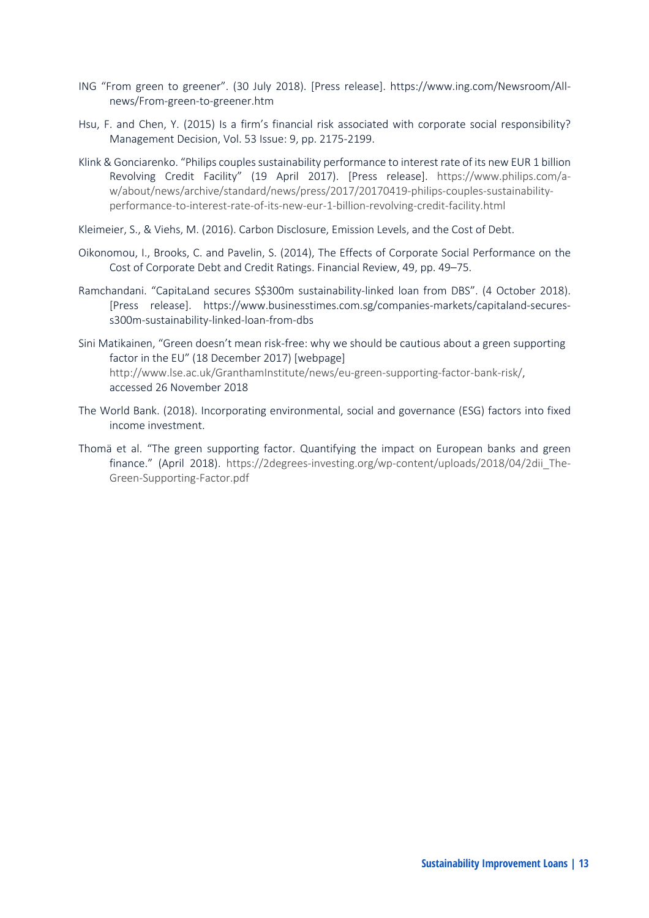ING "From green to greener". (30 July 2018). [Press release]. https://www.ing.com/Newsroom/All-news/From-green-to-greener.htm

Hsu, F. and Chen, Y. (2015) Is a firm's financial risk associated with corporate social responsibility? Management Decision, Vol. 53 Issue: 9, pp. 2175-2199.

Klink & Gonciarenko. "Philips couples sustainability performance to interest rate of its new EUR 1 billion Revolving Credit Facility" (19 April 2017). [Press release]. https://www.philips.com/a-w/about/news/archive/standard/news/press/2017/20170419-philips-couples-sustainability-performance-to-interest-rate-of-its-new-eur-1-billion-revolving-credit-facility.html

Kleimeier, S., & Viehs, M. (2016). Carbon Disclosure, Emission Levels, and the Cost of Debt.

Oikonomou, I., Brooks, C. and Pavelin, S. (2014), The Effects of Corporate Social Performance on the Cost of Corporate Debt and Credit Ratings. Financial Review, 49, pp. 49–75.

Ramchandani. "CapitaLand secures S$300m sustainability-linked loan from DBS". (4 October 2018). [Press release]. https://www.businesstimes.com.sg/companies-markets/capitaland-secures-s300m-sustainability-linked-loan-from-dbs

Sini Matikainen, "Green doesn't mean risk-free: why we should be cautious about a green supporting factor in the EU" (18 December 2017) [webpage] http://www.lse.ac.uk/GranthamInstitute/news/eu-green-supporting-factor-bank-risk/, accessed 26 November 2018

The World Bank. (2018). Incorporating environmental, social and governance (ESG) factors into fixed income investment.

Thomä et al. "The green supporting factor. Quantifying the impact on European banks and green finance." (April 2018). https://2degrees-investing.org/wp-content/uploads/2018/04/2dii_The-Green-Supporting-Factor.pdf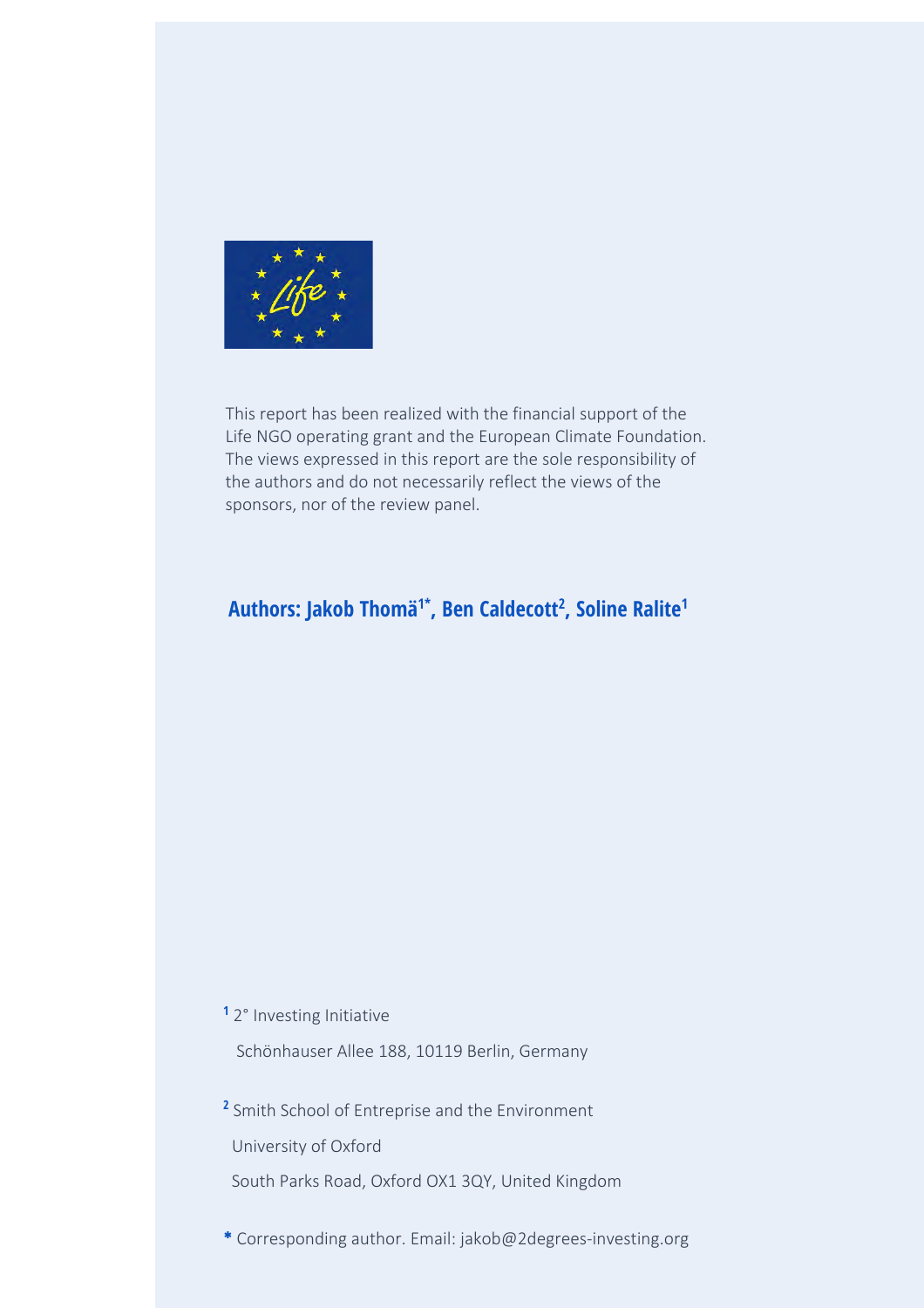This report has been realized with the financial support of the Life NGO operating grant and the European Climate Foundation. The views expressed in this report are the sole responsibility of the authors and do not necessarily reflect the views of the sponsors, nor of the review panel.

**Authors: Jakob Thomä[1*], Ben Caldecott[2], Soline Ralite[1]**

[1] 2° Investing Initiative

Schönhauser Allee 188, 10119 Berlin, Germany

[2] Smith School of Entreprise and the Environment

University of Oxford

South Parks Road, Oxford OX1 3QY, United Kingdom

* Corresponding author. Email: jakob@2degrees-investing.org